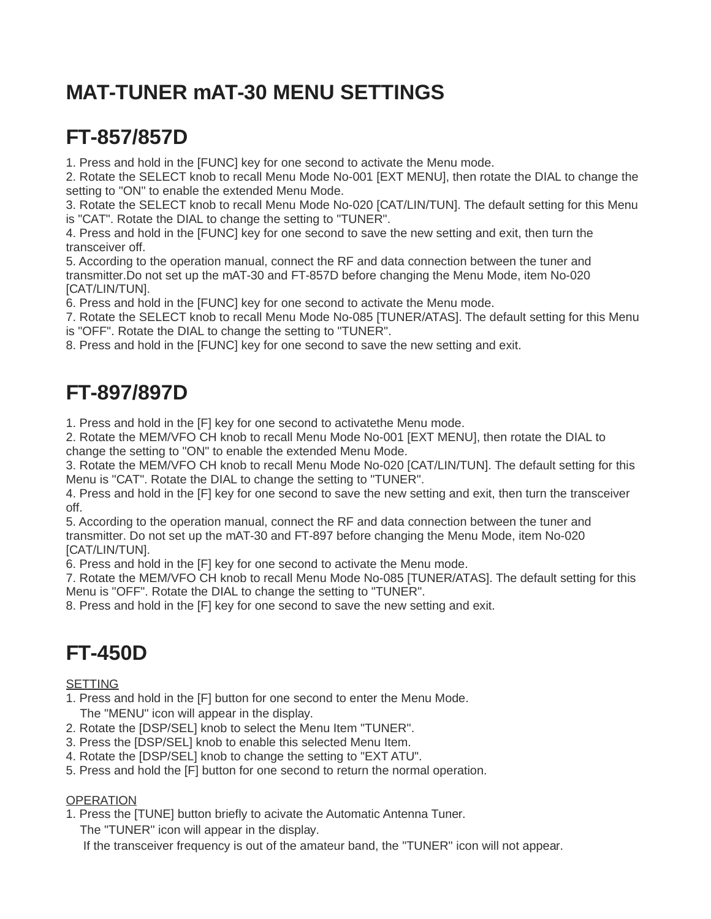# MAT-TUNER mAT-30 MENU SETTINGS

## FT-857/857D

1. Press and hold in the [FUNC] key for one second to activate the Menu mode.
2. Rotate the SELECT knob to recall Menu Mode No-001 [EXT MENU], then rotate the DIAL to change the setting to "ON" to enable the extended Menu Mode.
3. Rotate the SELECT knob to recall Menu Mode No-020 [CAT/LIN/TUN]. The default setting for this Menu is "CAT". Rotate the DIAL to change the setting to "TUNER".
4. Press and hold in the [FUNC] key for one second to save the new setting and exit, then turn the transceiver off.
5. According to the operation manual, connect the RF and data connection between the tuner and transmitter.Do not set up the mAT-30 and FT-857D before changing the Menu Mode, item No-020 [CAT/LIN/TUN].
6. Press and hold in the [FUNC] key for one second to activate the Menu mode.
7. Rotate the SELECT knob to recall Menu Mode No-085 [TUNER/ATAS]. The default setting for this Menu is "OFF". Rotate the DIAL to change the setting to "TUNER".
8. Press and hold in the [FUNC] key for one second to save the new setting and exit.

## FT-897/897D

1. Press and hold in the [F] key for one second to activatethe Menu mode.
2. Rotate the MEM/VFO CH knob to recall Menu Mode No-001 [EXT MENU], then rotate the DIAL to change the setting to "ON" to enable the extended Menu Mode.
3. Rotate the MEM/VFO CH knob to recall Menu Mode No-020 [CAT/LIN/TUN]. The default setting for this Menu is "CAT". Rotate the DIAL to change the setting to "TUNER".
4. Press and hold in the [F] key for one second to save the new setting and exit, then turn the transceiver off.
5. According to the operation manual, connect the RF and data connection between the tuner and transmitter. Do not set up the mAT-30 and FT-897 before changing the Menu Mode, item No-020 [CAT/LIN/TUN].
6. Press and hold in the [F] key for one second to activate the Menu mode.
7. Rotate the MEM/VFO CH knob to recall Menu Mode No-085 [TUNER/ATAS]. The default setting for this Menu is "OFF". Rotate the DIAL to change the setting to "TUNER".
8. Press and hold in the [F] key for one second to save the new setting and exit.

## FT-450D

SETTING

1. Press and hold in the [F] button for one second to enter the Menu Mode.
   The "MENU" icon will appear in the display.
2. Rotate the [DSP/SEL] knob to select the Menu Item "TUNER".
3. Press the [DSP/SEL] knob to enable this selected Menu Item.
4. Rotate the [DSP/SEL] knob to change the setting to "EXT ATU".
5. Press and hold the [F] button for one second to return the normal operation.

OPERATION

1. Press the [TUNE] button briefly to acivate the Automatic Antenna Tuner.
   The "TUNER" icon will appear in the display.
   If the transceiver frequency is out of the amateur band, the "TUNER" icon will not appear.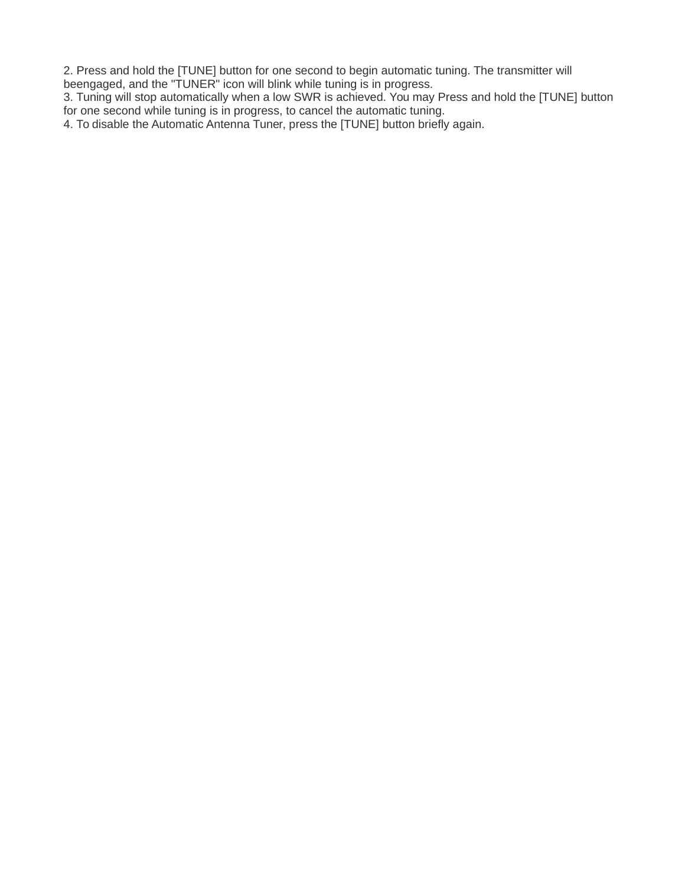2. Press and hold the [TUNE] button for one second to begin automatic tuning. The transmitter will beengaged, and the "TUNER" icon will blink while tuning is in progress.
3. Tuning will stop automatically when a low SWR is achieved. You may Press and hold the [TUNE] button for one second while tuning is in progress, to cancel the automatic tuning.
4. To disable the Automatic Antenna Tuner, press the [TUNE] button briefly again.